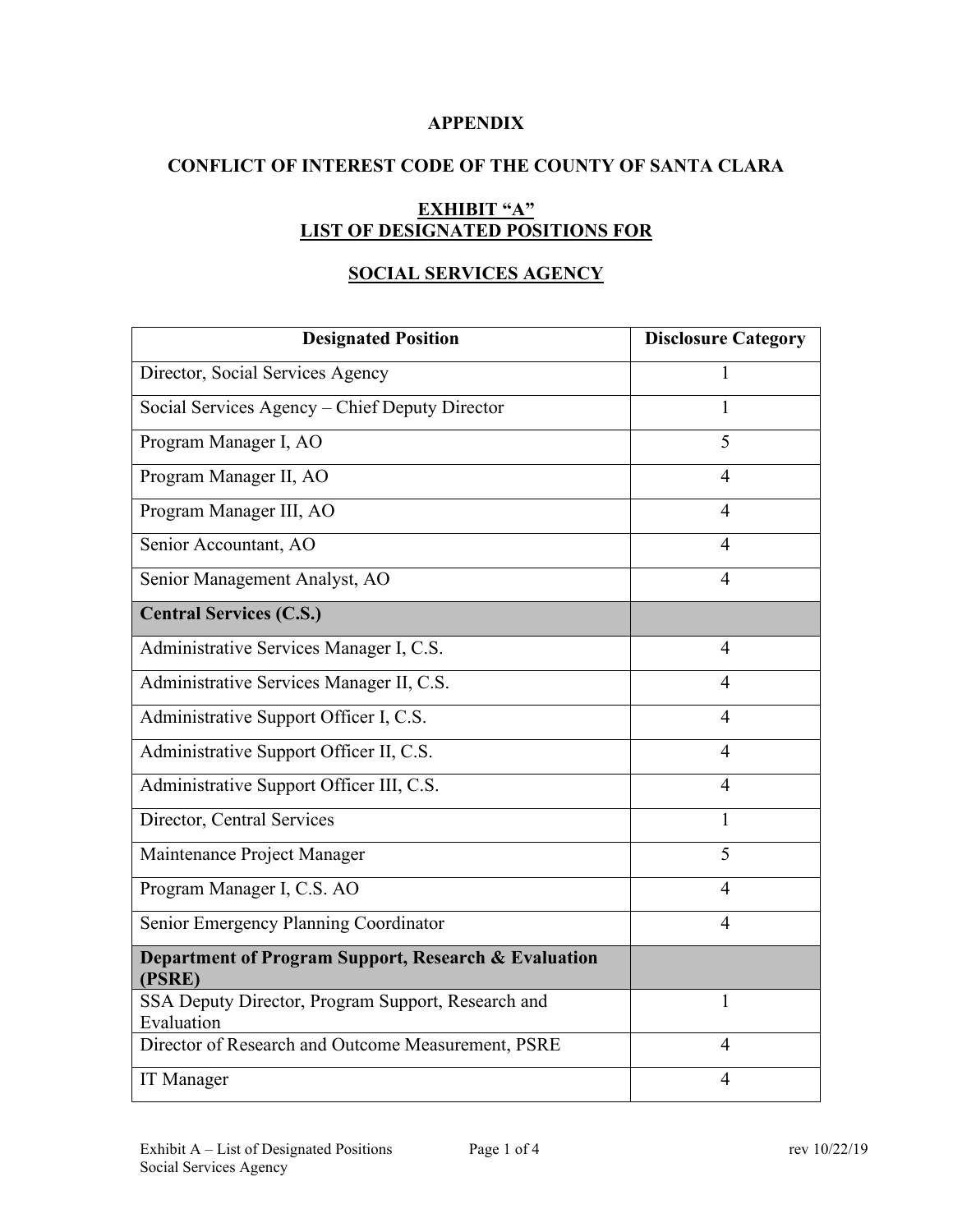**APPENDIX**

**CONFLICT OF INTEREST CODE OF THE COUNTY OF SANTA CLARA**

**EXHIBIT "A"**
**LIST OF DESIGNATED POSITIONS FOR**

**SOCIAL SERVICES AGENCY**

| Designated Position | Disclosure Category |
|---|---|
| Director, Social Services Agency | 1 |
| Social Services Agency – Chief Deputy Director | 1 |
| Program Manager I, AO | 5 |
| Program Manager II, AO | 4 |
| Program Manager III, AO | 4 |
| Senior Accountant, AO | 4 |
| Senior Management Analyst, AO | 4 |
| **Central Services (C.S.)** | |
| Administrative Services Manager I, C.S. | 4 |
| Administrative Services Manager II, C.S. | 4 |
| Administrative Support Officer I, C.S. | 4 |
| Administrative Support Officer II, C.S. | 4 |
| Administrative Support Officer III, C.S. | 4 |
| Director, Central Services | 1 |
| Maintenance Project Manager | 5 |
| Program Manager I, C.S. AO | 4 |
| Senior Emergency Planning Coordinator | 4 |
| **Department of Program Support, Research & Evaluation (PSRE)** | |
| SSA Deputy Director, Program Support, Research and Evaluation | 1 |
| Director of Research and Outcome Measurement, PSRE | 4 |
| IT Manager | 4 |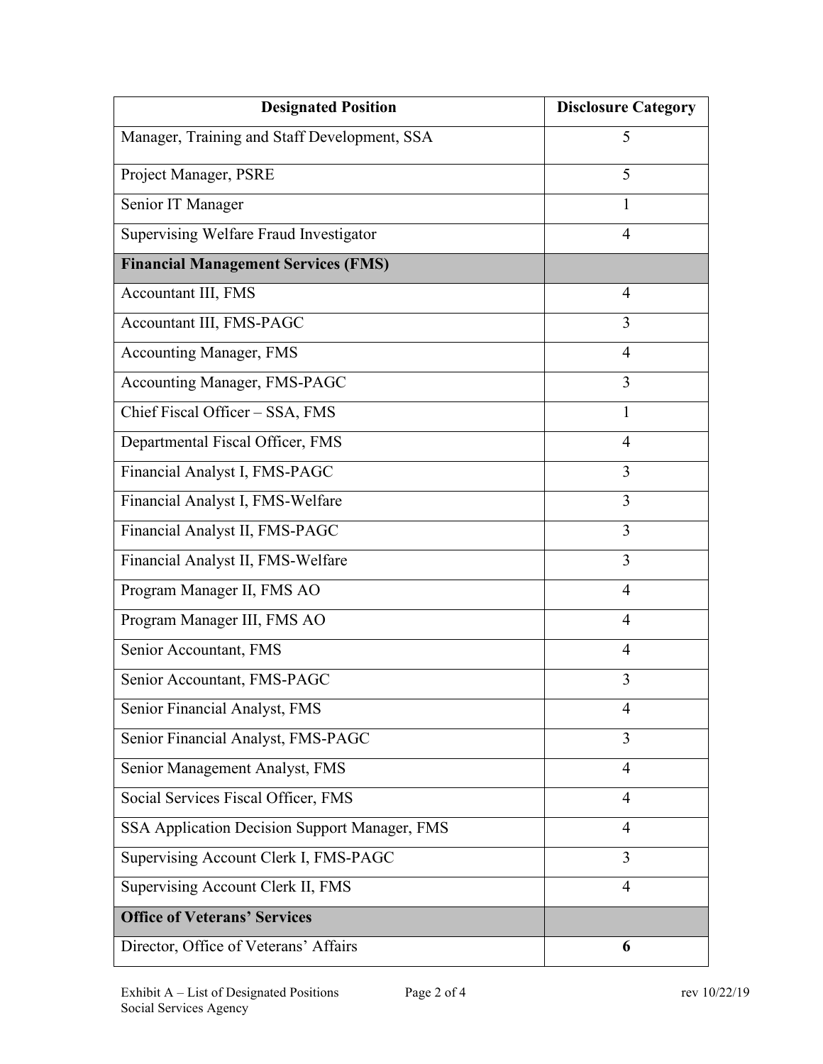| Designated Position | Disclosure Category |
|---|---|
| Manager, Training and Staff Development, SSA | 5 |
| Project Manager, PSRE | 5 |
| Senior IT Manager | 1 |
| Supervising Welfare Fraud Investigator | 4 |
| **Financial Management Services (FMS)** | |
| Accountant III, FMS | 4 |
| Accountant III, FMS-PAGC | 3 |
| Accounting Manager, FMS | 4 |
| Accounting Manager, FMS-PAGC | 3 |
| Chief Fiscal Officer – SSA, FMS | 1 |
| Departmental Fiscal Officer, FMS | 4 |
| Financial Analyst I, FMS-PAGC | 3 |
| Financial Analyst I, FMS-Welfare | 3 |
| Financial Analyst II, FMS-PAGC | 3 |
| Financial Analyst II, FMS-Welfare | 3 |
| Program Manager II, FMS AO | 4 |
| Program Manager III, FMS AO | 4 |
| Senior Accountant, FMS | 4 |
| Senior Accountant, FMS-PAGC | 3 |
| Senior Financial Analyst, FMS | 4 |
| Senior Financial Analyst, FMS-PAGC | 3 |
| Senior Management Analyst, FMS | 4 |
| Social Services Fiscal Officer, FMS | 4 |
| SSA Application Decision Support Manager, FMS | 4 |
| Supervising Account Clerk I, FMS-PAGC | 3 |
| Supervising Account Clerk II, FMS | 4 |
| **Office of Veterans' Services** | |
| Director, Office of Veterans' Affairs | **6** |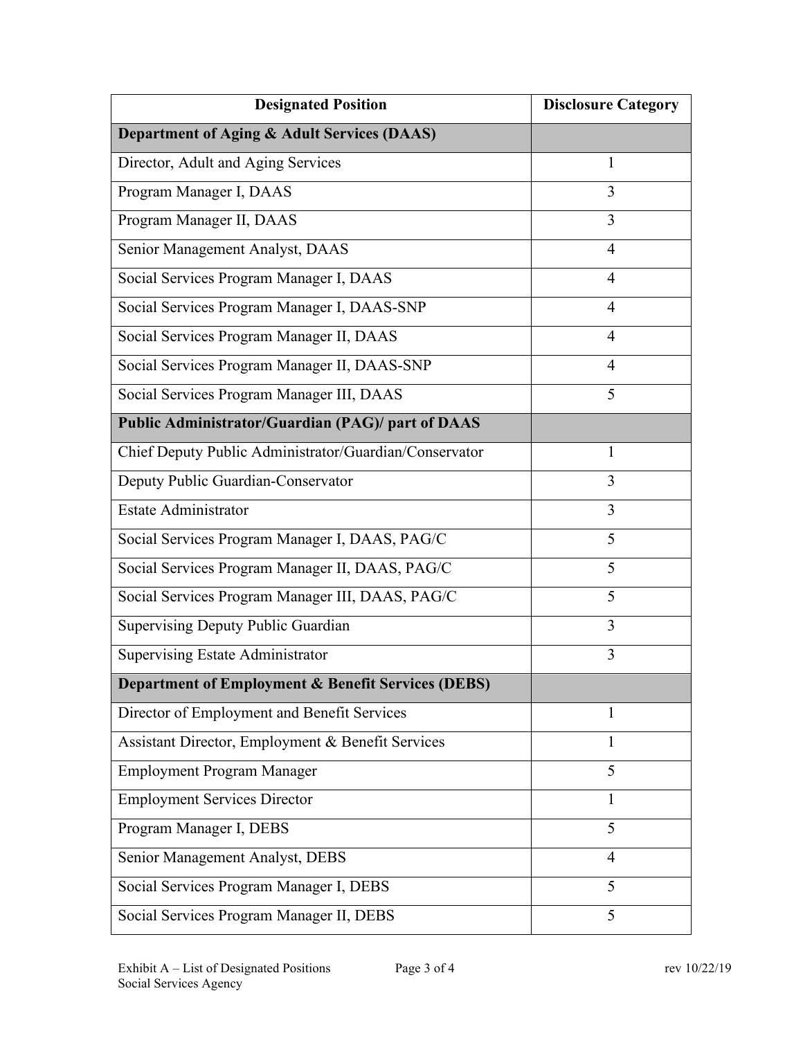| Designated Position | Disclosure Category |
|---|---|
| **Department of Aging & Adult Services (DAAS)** | |
| Director, Adult and Aging Services | 1 |
| Program Manager I, DAAS | 3 |
| Program Manager II, DAAS | 3 |
| Senior Management Analyst, DAAS | 4 |
| Social Services Program Manager I, DAAS | 4 |
| Social Services Program Manager I, DAAS-SNP | 4 |
| Social Services Program Manager II, DAAS | 4 |
| Social Services Program Manager II, DAAS-SNP | 4 |
| Social Services Program Manager III, DAAS | 5 |
| **Public Administrator/Guardian (PAG)/ part of DAAS** | |
| Chief Deputy Public Administrator/Guardian/Conservator | 1 |
| Deputy Public Guardian-Conservator | 3 |
| Estate Administrator | 3 |
| Social Services Program Manager I, DAAS, PAG/C | 5 |
| Social Services Program Manager II, DAAS, PAG/C | 5 |
| Social Services Program Manager III, DAAS, PAG/C | 5 |
| Supervising Deputy Public Guardian | 3 |
| Supervising Estate Administrator | 3 |
| **Department of Employment & Benefit Services (DEBS)** | |
| Director of Employment and Benefit Services | 1 |
| Assistant Director, Employment & Benefit Services | 1 |
| Employment Program Manager | 5 |
| Employment Services Director | 1 |
| Program Manager I, DEBS | 5 |
| Senior Management Analyst, DEBS | 4 |
| Social Services Program Manager I, DEBS | 5 |
| Social Services Program Manager II, DEBS | 5 |

Exhibit A – List of Designated Positions
Social Services Agency
rev 10/22/19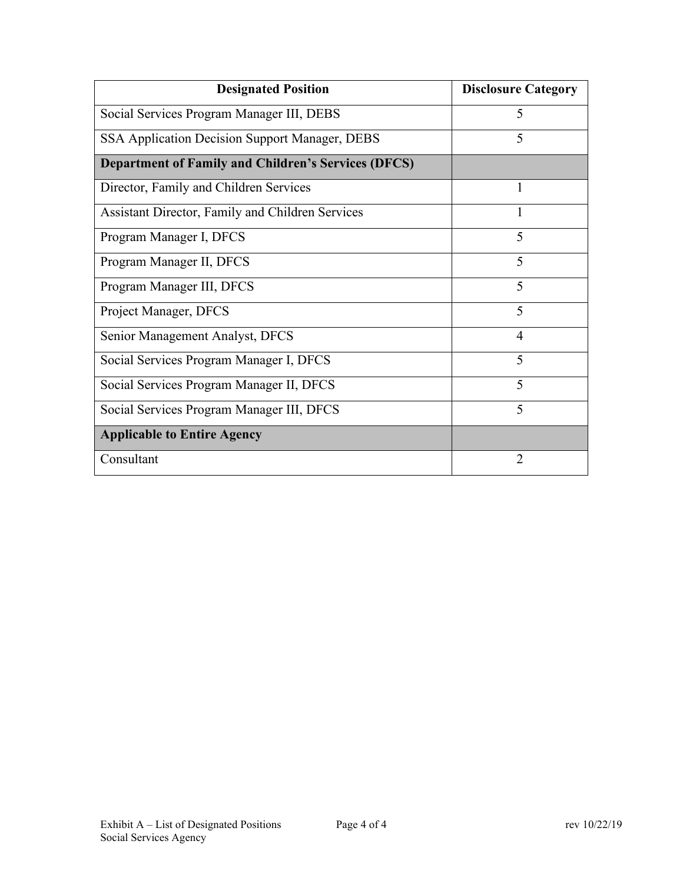| Designated Position | Disclosure Category |
| --- | --- |
| Social Services Program Manager III, DEBS | 5 |
| SSA Application Decision Support Manager, DEBS | 5 |
| **Department of Family and Children's Services (DFCS)** | |
| Director, Family and Children Services | 1 |
| Assistant Director, Family and Children Services | 1 |
| Program Manager I, DFCS | 5 |
| Program Manager II, DFCS | 5 |
| Program Manager III, DFCS | 5 |
| Project Manager, DFCS | 5 |
| Senior Management Analyst, DFCS | 4 |
| Social Services Program Manager I, DFCS | 5 |
| Social Services Program Manager II, DFCS | 5 |
| Social Services Program Manager III, DFCS | 5 |
| **Applicable to Entire Agency** | |
| Consultant | 2 |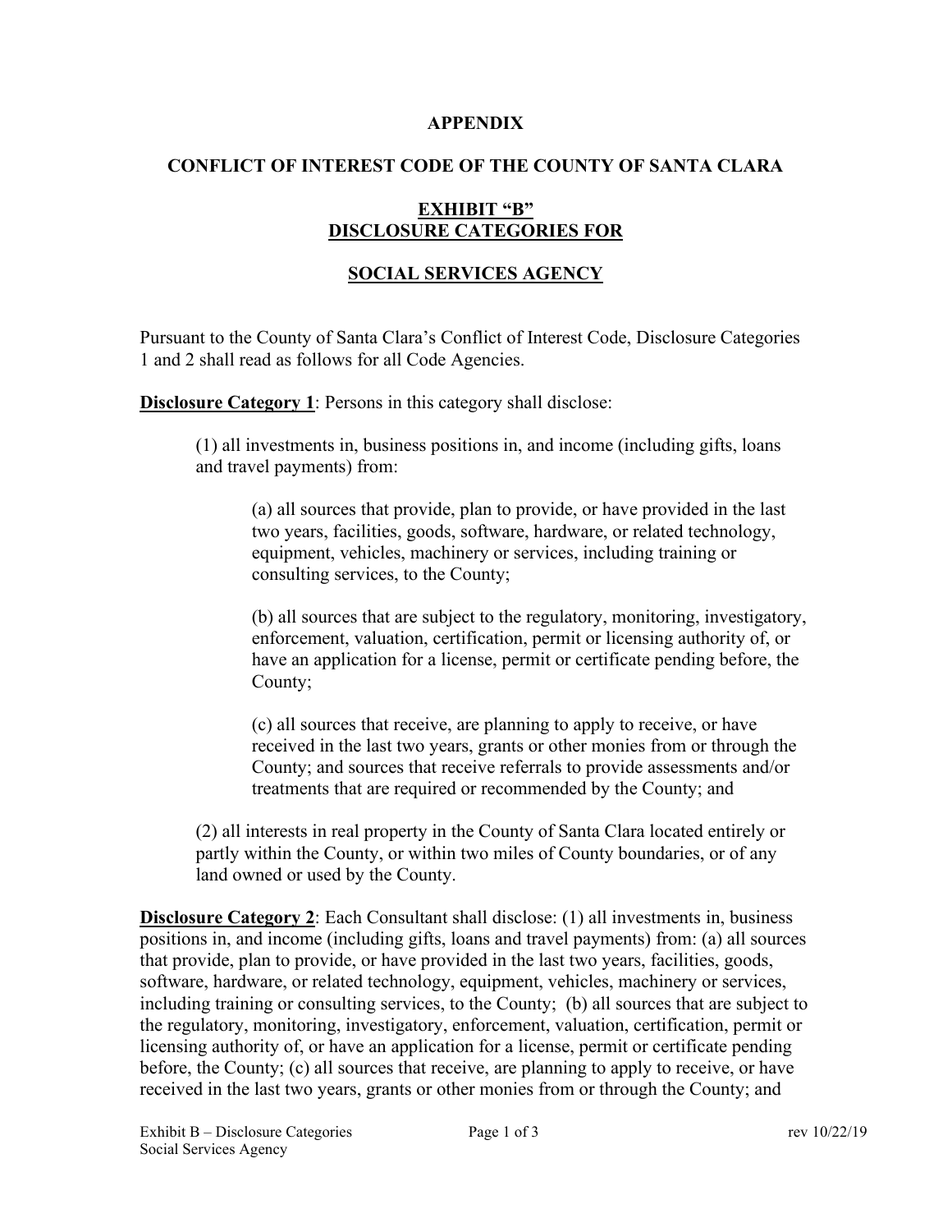**APPENDIX**

**CONFLICT OF INTEREST CODE OF THE COUNTY OF SANTA CLARA**

**EXHIBIT "B"**
**DISCLOSURE CATEGORIES FOR**

**SOCIAL SERVICES AGENCY**

Pursuant to the County of Santa Clara's Conflict of Interest Code, Disclosure Categories 1 and 2 shall read as follows for all Code Agencies.

**Disclosure Category 1**: Persons in this category shall disclose:

(1) all investments in, business positions in, and income (including gifts, loans and travel payments) from:

(a) all sources that provide, plan to provide, or have provided in the last two years, facilities, goods, software, hardware, or related technology, equipment, vehicles, machinery or services, including training or consulting services, to the County;

(b) all sources that are subject to the regulatory, monitoring, investigatory, enforcement, valuation, certification, permit or licensing authority of, or have an application for a license, permit or certificate pending before, the County;

(c) all sources that receive, are planning to apply to receive, or have received in the last two years, grants or other monies from or through the County; and sources that receive referrals to provide assessments and/or treatments that are required or recommended by the County; and

(2) all interests in real property in the County of Santa Clara located entirely or partly within the County, or within two miles of County boundaries, or of any land owned or used by the County.

**Disclosure Category 2**: Each Consultant shall disclose: (1) all investments in, business positions in, and income (including gifts, loans and travel payments) from: (a) all sources that provide, plan to provide, or have provided in the last two years, facilities, goods, software, hardware, or related technology, equipment, vehicles, machinery or services, including training or consulting services, to the County; (b) all sources that are subject to the regulatory, monitoring, investigatory, enforcement, valuation, certification, permit or licensing authority of, or have an application for a license, permit or certificate pending before, the County; (c) all sources that receive, are planning to apply to receive, or have received in the last two years, grants or other monies from or through the County; and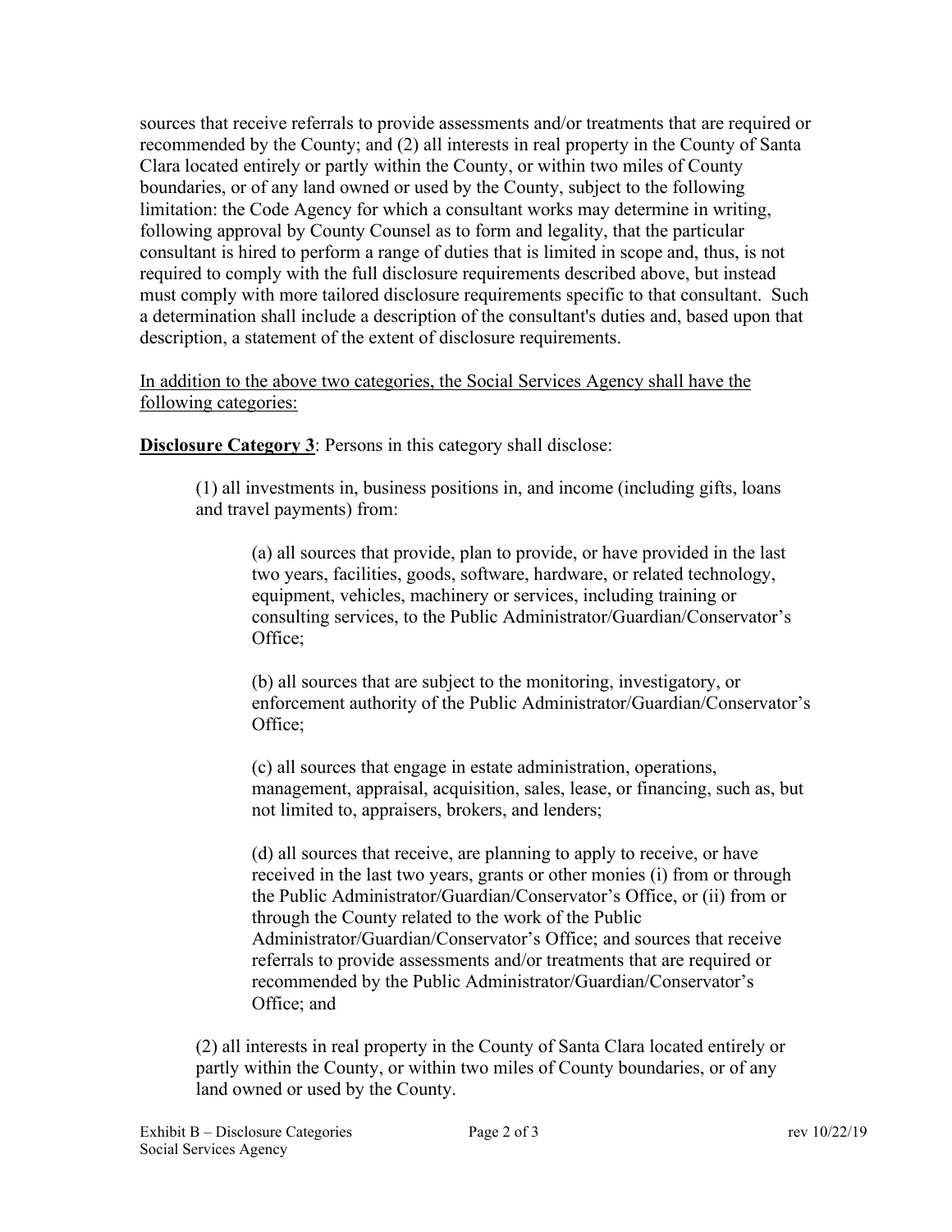sources that receive referrals to provide assessments and/or treatments that are required or recommended by the County; and (2) all interests in real property in the County of Santa Clara located entirely or partly within the County, or within two miles of County boundaries, or of any land owned or used by the County, subject to the following limitation: the Code Agency for which a consultant works may determine in writing, following approval by County Counsel as to form and legality, that the particular consultant is hired to perform a range of duties that is limited in scope and, thus, is not required to comply with the full disclosure requirements described above, but instead must comply with more tailored disclosure requirements specific to that consultant. Such a determination shall include a description of the consultant's duties and, based upon that description, a statement of the extent of disclosure requirements.

<u>In addition to the above two categories, the Social Services Agency shall have the following categories:</u>

**<u>Disclosure Category 3</u>**: Persons in this category shall disclose:

> (1) all investments in, business positions in, and income (including gifts, loans and travel payments) from:
>
> > (a) all sources that provide, plan to provide, or have provided in the last two years, facilities, goods, software, hardware, or related technology, equipment, vehicles, machinery or services, including training or consulting services, to the Public Administrator/Guardian/Conservator's Office;
> >
> > (b) all sources that are subject to the monitoring, investigatory, or enforcement authority of the Public Administrator/Guardian/Conservator's Office;
> >
> > (c) all sources that engage in estate administration, operations, management, appraisal, acquisition, sales, lease, or financing, such as, but not limited to, appraisers, brokers, and lenders;
> >
> > (d) all sources that receive, are planning to apply to receive, or have received in the last two years, grants or other monies (i) from or through the Public Administrator/Guardian/Conservator's Office, or (ii) from or through the County related to the work of the Public Administrator/Guardian/Conservator's Office; and sources that receive referrals to provide assessments and/or treatments that are required or recommended by the Public Administrator/Guardian/Conservator's Office; and
>
> (2) all interests in real property in the County of Santa Clara located entirely or partly within the County, or within two miles of County boundaries, or of any land owned or used by the County.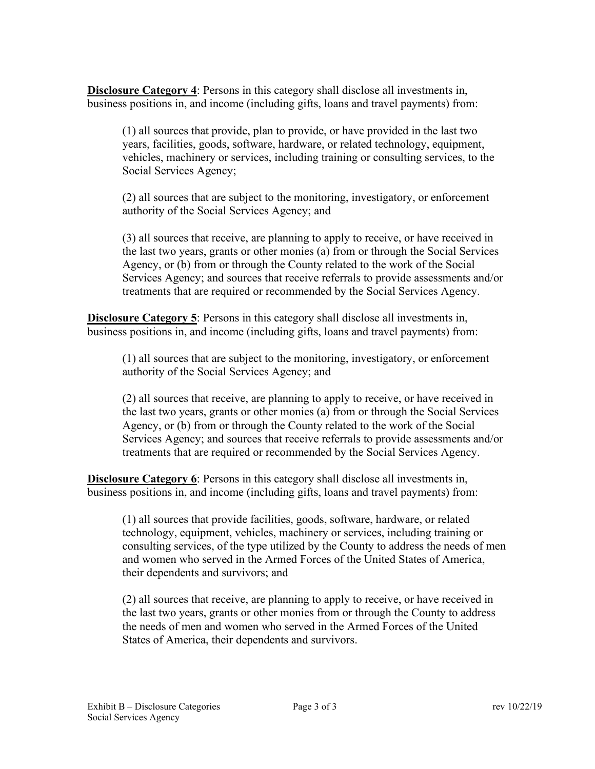**Disclosure Category 4**: Persons in this category shall disclose all investments in, business positions in, and income (including gifts, loans and travel payments) from:

(1) all sources that provide, plan to provide, or have provided in the last two years, facilities, goods, software, hardware, or related technology, equipment, vehicles, machinery or services, including training or consulting services, to the Social Services Agency;

(2) all sources that are subject to the monitoring, investigatory, or enforcement authority of the Social Services Agency; and

(3) all sources that receive, are planning to apply to receive, or have received in the last two years, grants or other monies (a) from or through the Social Services Agency, or (b) from or through the County related to the work of the Social Services Agency; and sources that receive referrals to provide assessments and/or treatments that are required or recommended by the Social Services Agency.

**Disclosure Category 5**: Persons in this category shall disclose all investments in, business positions in, and income (including gifts, loans and travel payments) from:

(1) all sources that are subject to the monitoring, investigatory, or enforcement authority of the Social Services Agency; and

(2) all sources that receive, are planning to apply to receive, or have received in the last two years, grants or other monies (a) from or through the Social Services Agency, or (b) from or through the County related to the work of the Social Services Agency; and sources that receive referrals to provide assessments and/or treatments that are required or recommended by the Social Services Agency.

**Disclosure Category 6**: Persons in this category shall disclose all investments in, business positions in, and income (including gifts, loans and travel payments) from:

(1) all sources that provide facilities, goods, software, hardware, or related technology, equipment, vehicles, machinery or services, including training or consulting services, of the type utilized by the County to address the needs of men and women who served in the Armed Forces of the United States of America, their dependents and survivors; and

(2) all sources that receive, are planning to apply to receive, or have received in the last two years, grants or other monies from or through the County to address the needs of men and women who served in the Armed Forces of the United States of America, their dependents and survivors.